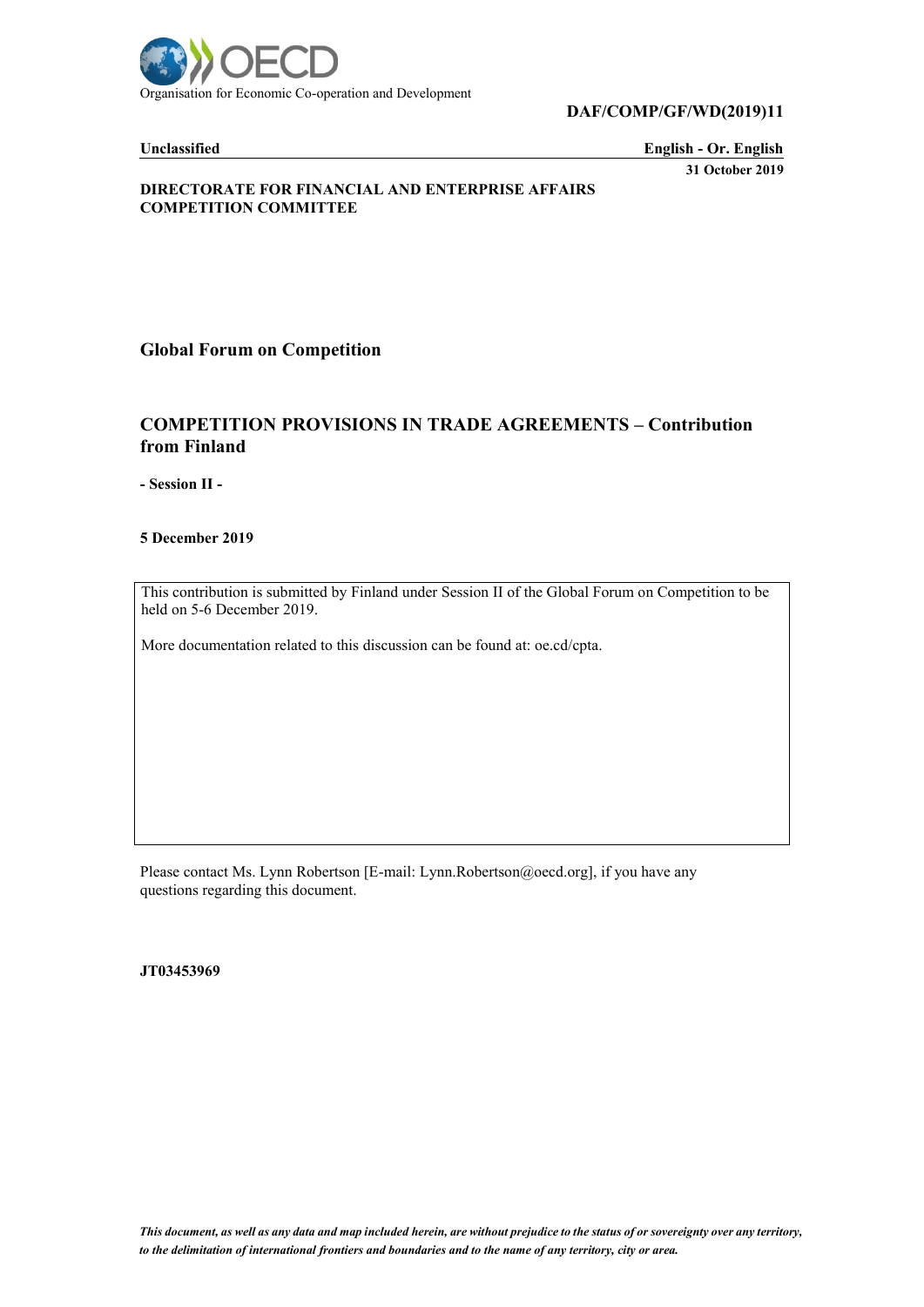Organisation for Economic Co-operation and Development

**DAF/COMP/GF/WD(2019)11**

**Unclassified** **English - Or. English**

**31 October 2019**

**DIRECTORATE FOR FINANCIAL AND ENTERPRISE AFFAIRS**
**COMPETITION COMMITTEE**

## Global Forum on Competition

# COMPETITION PROVISIONS IN TRADE AGREEMENTS – Contribution from Finland

**- Session II -**

**5 December 2019**

This contribution is submitted by Finland under Session II of the Global Forum on Competition to be held on 5-6 December 2019.

More documentation related to this discussion can be found at: oe.cd/cpta.

Please contact Ms. Lynn Robertson [E-mail: Lynn.Robertson@oecd.org], if you have any questions regarding this document.

**JT03453969**

*This document, as well as any data and map included herein, are without prejudice to the status of or sovereignty over any territory, to the delimitation of international frontiers and boundaries and to the name of any territory, city or area.*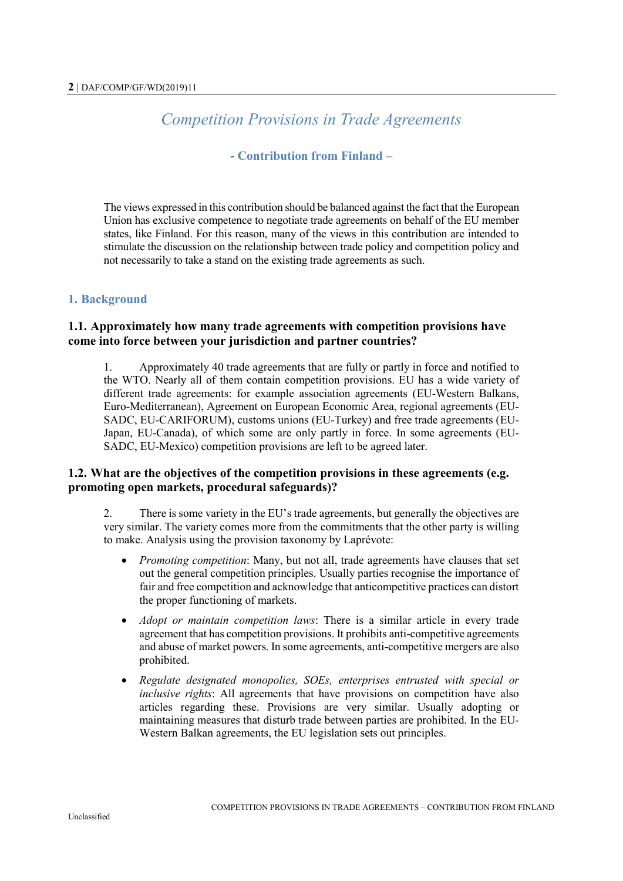# Competition Provisions in Trade Agreements

## - Contribution from Finland –

The views expressed in this contribution should be balanced against the fact that the European Union has exclusive competence to negotiate trade agreements on behalf of the EU member states, like Finland. For this reason, many of the views in this contribution are intended to stimulate the discussion on the relationship between trade policy and competition policy and not necessarily to take a stand on the existing trade agreements as such.

## 1. Background

### 1.1. Approximately how many trade agreements with competition provisions have come into force between your jurisdiction and partner countries?

1. Approximately 40 trade agreements that are fully or partly in force and notified to the WTO. Nearly all of them contain competition provisions. EU has a wide variety of different trade agreements: for example association agreements (EU-Western Balkans, Euro-Mediterranean), Agreement on European Economic Area, regional agreements (EU-SADC, EU-CARIFORUM), customs unions (EU-Turkey) and free trade agreements (EU-Japan, EU-Canada), of which some are only partly in force. In some agreements (EU-SADC, EU-Mexico) competition provisions are left to be agreed later.

### 1.2. What are the objectives of the competition provisions in these agreements (e.g. promoting open markets, procedural safeguards)?

2. There is some variety in the EU's trade agreements, but generally the objectives are very similar. The variety comes more from the commitments that the other party is willing to make. Analysis using the provision taxonomy by Laprévote:

- *Promoting competition*: Many, but not all, trade agreements have clauses that set out the general competition principles. Usually parties recognise the importance of fair and free competition and acknowledge that anticompetitive practices can distort the proper functioning of markets.
- *Adopt or maintain competition laws*: There is a similar article in every trade agreement that has competition provisions. It prohibits anti-competitive agreements and abuse of market powers. In some agreements, anti-competitive mergers are also prohibited.
- *Regulate designated monopolies, SOEs, enterprises entrusted with special or inclusive rights*: All agreements that have provisions on competition have also articles regarding these. Provisions are very similar. Usually adopting or maintaining measures that disturb trade between parties are prohibited. In the EU-Western Balkan agreements, the EU legislation sets out principles.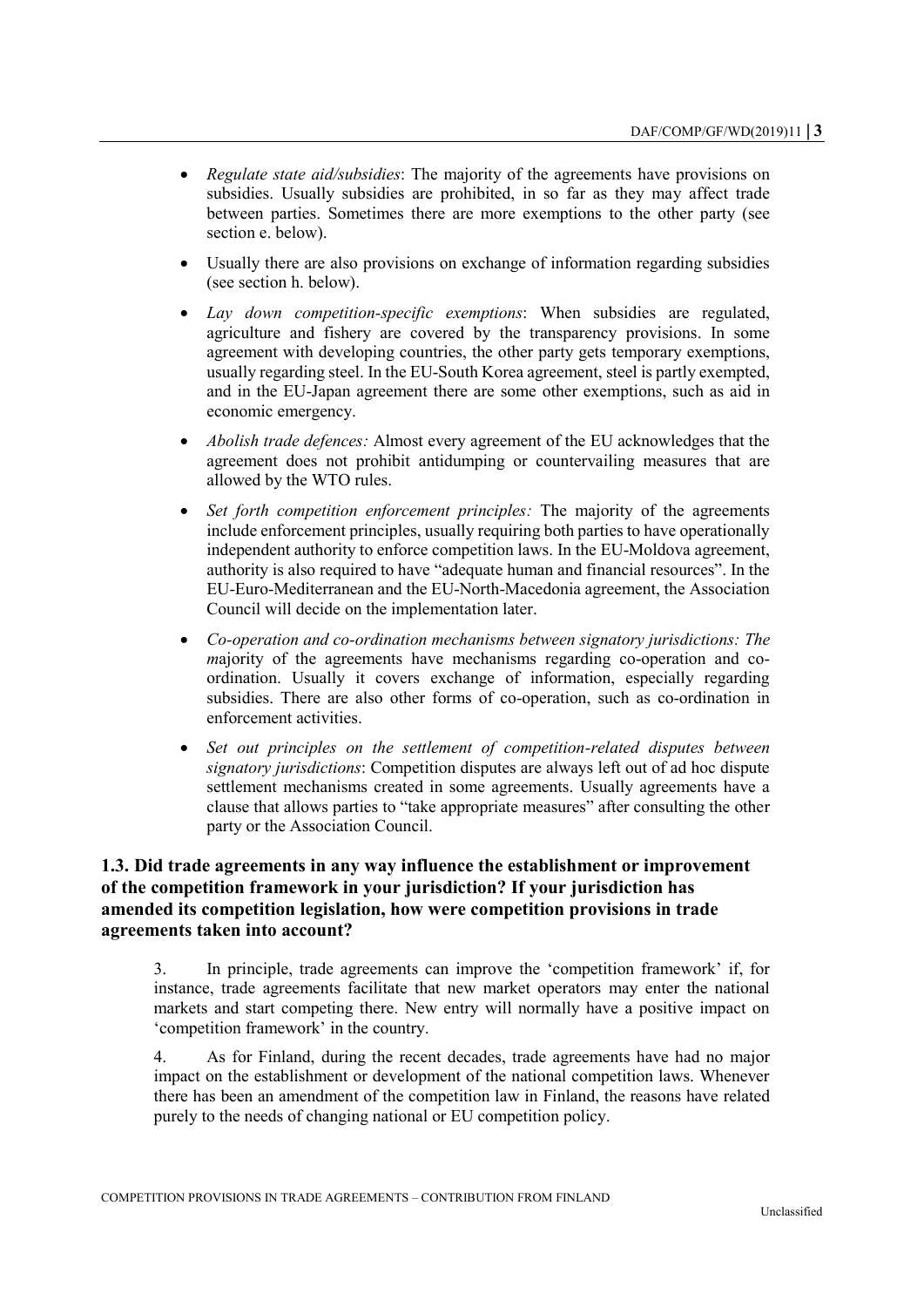- *Regulate state aid/subsidies*: The majority of the agreements have provisions on subsidies. Usually subsidies are prohibited, in so far as they may affect trade between parties. Sometimes there are more exemptions to the other party (see section e. below).
- Usually there are also provisions on exchange of information regarding subsidies (see section h. below).
- *Lay down competition-specific exemptions*: When subsidies are regulated, agriculture and fishery are covered by the transparency provisions. In some agreement with developing countries, the other party gets temporary exemptions, usually regarding steel. In the EU-South Korea agreement, steel is partly exempted, and in the EU-Japan agreement there are some other exemptions, such as aid in economic emergency.
- *Abolish trade defences:* Almost every agreement of the EU acknowledges that the agreement does not prohibit antidumping or countervailing measures that are allowed by the WTO rules.
- *Set forth competition enforcement principles:* The majority of the agreements include enforcement principles, usually requiring both parties to have operationally independent authority to enforce competition laws. In the EU-Moldova agreement, authority is also required to have "adequate human and financial resources". In the EU-Euro-Mediterranean and the EU-North-Macedonia agreement, the Association Council will decide on the implementation later.
- *Co-operation and co-ordination mechanisms between signatory jurisdictions: The m*ajority of the agreements have mechanisms regarding co-operation and co-ordination. Usually it covers exchange of information, especially regarding subsidies. There are also other forms of co-operation, such as co-ordination in enforcement activities.
- *Set out principles on the settlement of competition-related disputes between signatory jurisdictions*: Competition disputes are always left out of ad hoc dispute settlement mechanisms created in some agreements. Usually agreements have a clause that allows parties to "take appropriate measures" after consulting the other party or the Association Council.

### 1.3. Did trade agreements in any way influence the establishment or improvement of the competition framework in your jurisdiction? If your jurisdiction has amended its competition legislation, how were competition provisions in trade agreements taken into account?

3. In principle, trade agreements can improve the 'competition framework' if, for instance, trade agreements facilitate that new market operators may enter the national markets and start competing there. New entry will normally have a positive impact on 'competition framework' in the country.

4. As for Finland, during the recent decades, trade agreements have had no major impact on the establishment or development of the national competition laws. Whenever there has been an amendment of the competition law in Finland, the reasons have related purely to the needs of changing national or EU competition policy.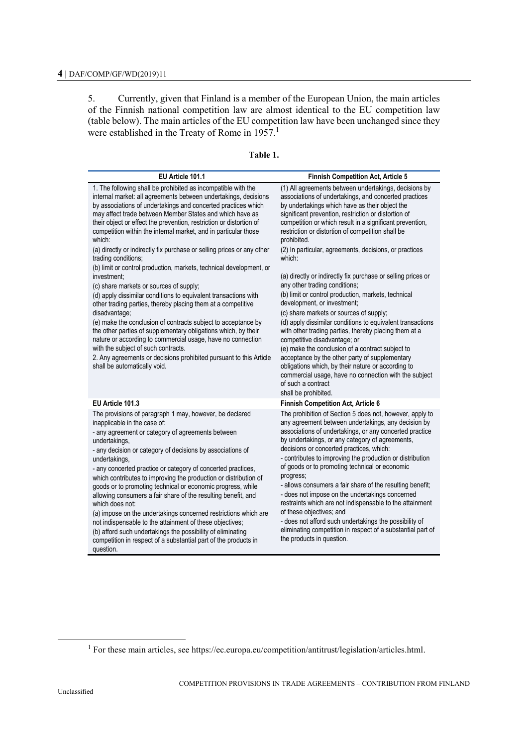5. Currently, given that Finland is a member of the European Union, the main articles of the Finnish national competition law are almost identical to the EU competition law (table below). The main articles of the EU competition law have been unchanged since they were established in the Treaty of Rome in 1957.[1]

**Table 1.**

| EU Article 101.1 | Finnish Competition Act, Article 5 |
|---|---|
| 1. The following shall be prohibited as incompatible with the internal market: all agreements between undertakings, decisions by associations of undertakings and concerted practices which may affect trade between Member States and which have as their object or effect the prevention, restriction or distortion of competition within the internal market, and in particular those which:<br>(a) directly or indirectly fix purchase or selling prices or any other trading conditions;<br>(b) limit or control production, markets, technical development, or investment;<br>(c) share markets or sources of supply;<br>(d) apply dissimilar conditions to equivalent transactions with other trading parties, thereby placing them at a competitive disadvantage;<br>(e) make the conclusion of contracts subject to acceptance by the other parties of supplementary obligations which, by their nature or according to commercial usage, have no connection with the subject of such contracts.<br>2. Any agreements or decisions prohibited pursuant to this Article shall be automatically void. | (1) All agreements between undertakings, decisions by associations of undertakings, and concerted practices by undertakings which have as their object the significant prevention, restriction or distortion of competition or which result in a significant prevention, restriction or distortion of competition shall be prohibited.<br>(2) In particular, agreements, decisions, or practices which:<br>(a) directly or indirectly fix purchase or selling prices or any other trading conditions;<br>(b) limit or control production, markets, technical development, or investment;<br>(c) share markets or sources of supply;<br>(d) apply dissimilar conditions to equivalent transactions with other trading parties, thereby placing them at a competitive disadvantage; or<br>(e) make the conclusion of a contract subject to acceptance by the other party of supplementary obligations which, by their nature or according to commercial usage, have no connection with the subject of such a contract<br>shall be prohibited. |
| **EU Article 101.3** | **Finnish Competition Act, Article 6** |
| The provisions of paragraph 1 may, however, be declared inapplicable in the case of:<br>- any agreement or category of agreements between undertakings,<br>- any decision or category of decisions by associations of undertakings,<br>- any concerted practice or category of concerted practices,<br>which contributes to improving the production or distribution of goods or to promoting technical or economic progress, while allowing consumers a fair share of the resulting benefit, and which does not:<br>(a) impose on the undertakings concerned restrictions which are not indispensable to the attainment of these objectives;<br>(b) afford such undertakings the possibility of eliminating competition in respect of a substantial part of the products in question. | The prohibition of Section 5 does not, however, apply to any agreement between undertakings, any decision by associations of undertakings, or any concerted practice by undertakings, or any category of agreements, decisions or concerted practices, which:<br>- contributes to improving the production or distribution of goods or to promoting technical or economic progress;<br>- allows consumers a fair share of the resulting benefit;<br>- does not impose on the undertakings concerned restraints which are not indispensable to the attainment of these objectives; and<br>- does not afford such undertakings the possibility of eliminating competition in respect of a substantial part of the products in question. |

[1] For these main articles, see https://ec.europa.eu/competition/antitrust/legislation/articles.html.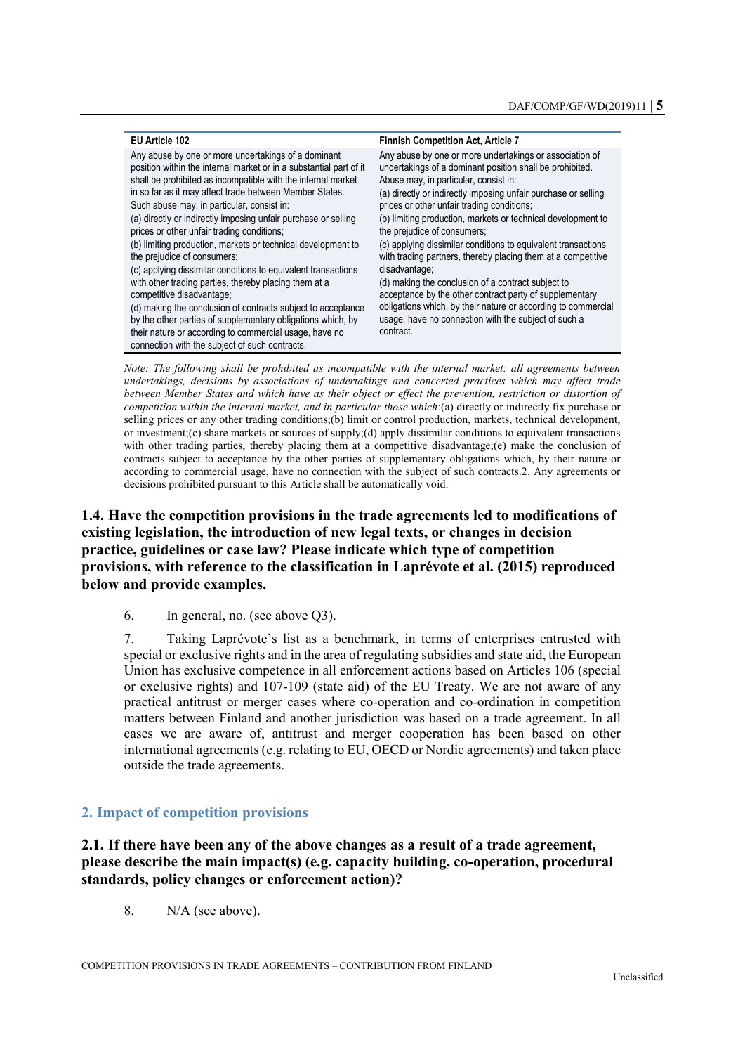| EU Article 102 | Finnish Competition Act, Article 7 |
|---|---|
| Any abuse by one or more undertakings of a dominant position within the internal market or in a substantial part of it shall be prohibited as incompatible with the internal market in so far as it may affect trade between Member States.<br>Such abuse may, in particular, consist in:<br>(a) directly or indirectly imposing unfair purchase or selling prices or other unfair trading conditions;<br>(b) limiting production, markets or technical development to the prejudice of consumers;<br>(c) applying dissimilar conditions to equivalent transactions with other trading parties, thereby placing them at a competitive disadvantage;<br>(d) making the conclusion of contracts subject to acceptance by the other parties of supplementary obligations which, by their nature or according to commercial usage, have no connection with the subject of such contracts. | Any abuse by one or more undertakings or association of undertakings of a dominant position shall be prohibited.<br>Abuse may, in particular, consist in:<br>(a) directly or indirectly imposing unfair purchase or selling prices or other unfair trading conditions;<br>(b) limiting production, markets or technical development to the prejudice of consumers;<br>(c) applying dissimilar conditions to equivalent transactions with trading partners, thereby placing them at a competitive disadvantage;<br>(d) making the conclusion of a contract subject to acceptance by the other contract party of supplementary obligations which, by their nature or according to commercial usage, have no connection with the subject of such a contract. |

*Note: The following shall be prohibited as incompatible with the internal market: all agreements between undertakings, decisions by associations of undertakings and concerted practices which may affect trade between Member States and which have as their object or effect the prevention, restriction or distortion of competition within the internal market, and in particular those which*:(a) directly or indirectly fix purchase or selling prices or any other trading conditions;(b) limit or control production, markets, technical development, or investment;(c) share markets or sources of supply;(d) apply dissimilar conditions to equivalent transactions with other trading parties, thereby placing them at a competitive disadvantage;(e) make the conclusion of contracts subject to acceptance by the other parties of supplementary obligations which, by their nature or according to commercial usage, have no connection with the subject of such contracts.2. Any agreements or decisions prohibited pursuant to this Article shall be automatically void.

### 1.4. Have the competition provisions in the trade agreements led to modifications of existing legislation, the introduction of new legal texts, or changes in decision practice, guidelines or case law? Please indicate which type of competition provisions, with reference to the classification in Laprévote et al. (2015) reproduced below and provide examples.

6. In general, no. (see above Q3).

7. Taking Laprévote's list as a benchmark, in terms of enterprises entrusted with special or exclusive rights and in the area of regulating subsidies and state aid, the European Union has exclusive competence in all enforcement actions based on Articles 106 (special or exclusive rights) and 107-109 (state aid) of the EU Treaty. We are not aware of any practical antitrust or merger cases where co-operation and co-ordination in competition matters between Finland and another jurisdiction was based on a trade agreement. In all cases we are aware of, antitrust and merger cooperation has been based on other international agreements (e.g. relating to EU, OECD or Nordic agreements) and taken place outside the trade agreements.

## 2. Impact of competition provisions

### 2.1. If there have been any of the above changes as a result of a trade agreement, please describe the main impact(s) (e.g. capacity building, co-operation, procedural standards, policy changes or enforcement action)?

8. N/A (see above).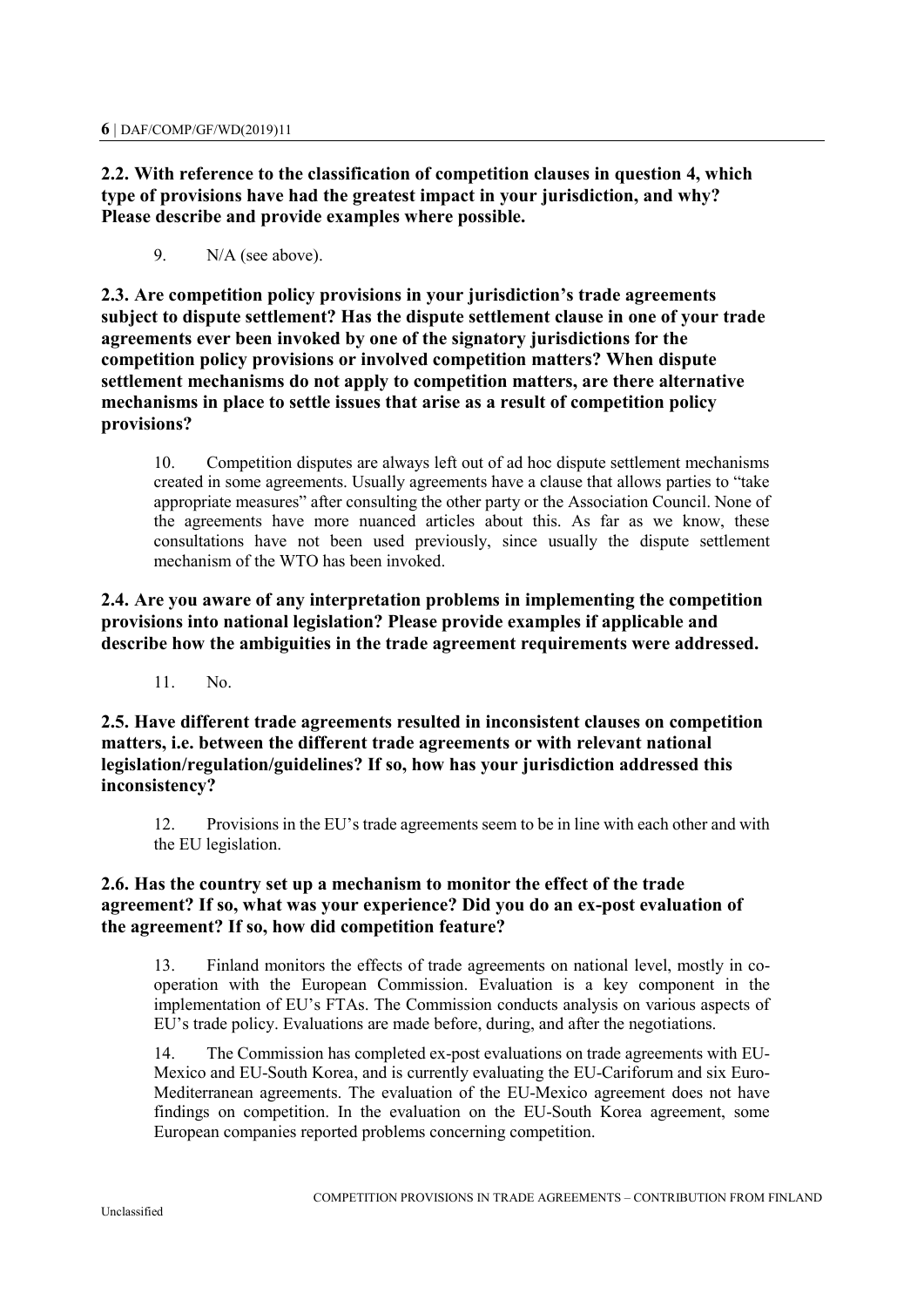**2.2. With reference to the classification of competition clauses in question 4, which type of provisions have had the greatest impact in your jurisdiction, and why? Please describe and provide examples where possible.**

9. N/A (see above).

**2.3. Are competition policy provisions in your jurisdiction's trade agreements subject to dispute settlement? Has the dispute settlement clause in one of your trade agreements ever been invoked by one of the signatory jurisdictions for the competition policy provisions or involved competition matters? When dispute settlement mechanisms do not apply to competition matters, are there alternative mechanisms in place to settle issues that arise as a result of competition policy provisions?**

10. Competition disputes are always left out of ad hoc dispute settlement mechanisms created in some agreements. Usually agreements have a clause that allows parties to "take appropriate measures" after consulting the other party or the Association Council. None of the agreements have more nuanced articles about this. As far as we know, these consultations have not been used previously, since usually the dispute settlement mechanism of the WTO has been invoked.

**2.4. Are you aware of any interpretation problems in implementing the competition provisions into national legislation? Please provide examples if applicable and describe how the ambiguities in the trade agreement requirements were addressed.**

11. No.

**2.5. Have different trade agreements resulted in inconsistent clauses on competition matters, i.e. between the different trade agreements or with relevant national legislation/regulation/guidelines? If so, how has your jurisdiction addressed this inconsistency?**

12. Provisions in the EU's trade agreements seem to be in line with each other and with the EU legislation.

**2.6. Has the country set up a mechanism to monitor the effect of the trade agreement? If so, what was your experience? Did you do an ex-post evaluation of the agreement? If so, how did competition feature?**

13. Finland monitors the effects of trade agreements on national level, mostly in co-operation with the European Commission. Evaluation is a key component in the implementation of EU's FTAs. The Commission conducts analysis on various aspects of EU's trade policy. Evaluations are made before, during, and after the negotiations.

14. The Commission has completed ex-post evaluations on trade agreements with EU-Mexico and EU-South Korea, and is currently evaluating the EU-Cariforum and six Euro-Mediterranean agreements. The evaluation of the EU-Mexico agreement does not have findings on competition. In the evaluation on the EU-South Korea agreement, some European companies reported problems concerning competition.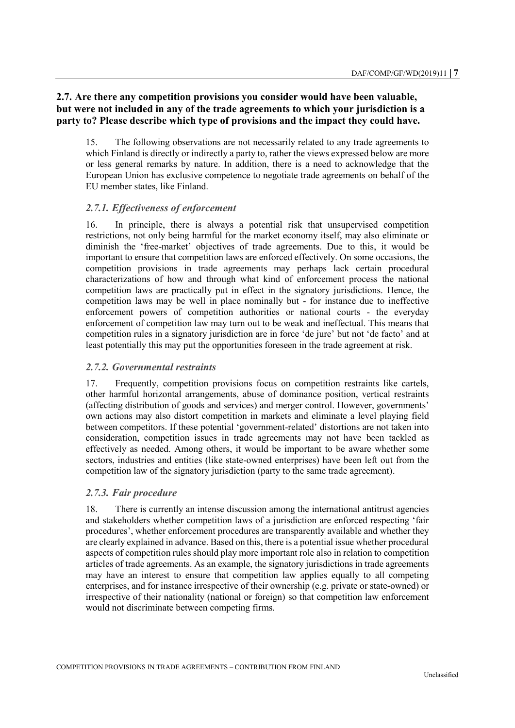## 2.7. Are there any competition provisions you consider would have been valuable, but were not included in any of the trade agreements to which your jurisdiction is a party to? Please describe which type of provisions and the impact they could have.

15. The following observations are not necessarily related to any trade agreements to which Finland is directly or indirectly a party to, rather the views expressed below are more or less general remarks by nature. In addition, there is a need to acknowledge that the European Union has exclusive competence to negotiate trade agreements on behalf of the EU member states, like Finland.

### *2.7.1. Effectiveness of enforcement*

16. In principle, there is always a potential risk that unsupervised competition restrictions, not only being harmful for the market economy itself, may also eliminate or diminish the 'free-market' objectives of trade agreements. Due to this, it would be important to ensure that competition laws are enforced effectively. On some occasions, the competition provisions in trade agreements may perhaps lack certain procedural characterizations of how and through what kind of enforcement process the national competition laws are practically put in effect in the signatory jurisdictions. Hence, the competition laws may be well in place nominally but - for instance due to ineffective enforcement powers of competition authorities or national courts - the everyday enforcement of competition law may turn out to be weak and ineffectual. This means that competition rules in a signatory jurisdiction are in force 'de jure' but not 'de facto' and at least potentially this may put the opportunities foreseen in the trade agreement at risk.

### *2.7.2. Governmental restraints*

17. Frequently, competition provisions focus on competition restraints like cartels, other harmful horizontal arrangements, abuse of dominance position, vertical restraints (affecting distribution of goods and services) and merger control. However, governments' own actions may also distort competition in markets and eliminate a level playing field between competitors. If these potential 'government-related' distortions are not taken into consideration, competition issues in trade agreements may not have been tackled as effectively as needed. Among others, it would be important to be aware whether some sectors, industries and entities (like state-owned enterprises) have been left out from the competition law of the signatory jurisdiction (party to the same trade agreement).

### *2.7.3. Fair procedure*

18. There is currently an intense discussion among the international antitrust agencies and stakeholders whether competition laws of a jurisdiction are enforced respecting 'fair procedures', whether enforcement procedures are transparently available and whether they are clearly explained in advance. Based on this, there is a potential issue whether procedural aspects of competition rules should play more important role also in relation to competition articles of trade agreements. As an example, the signatory jurisdictions in trade agreements may have an interest to ensure that competition law applies equally to all competing enterprises, and for instance irrespective of their ownership (e.g. private or state-owned) or irrespective of their nationality (national or foreign) so that competition law enforcement would not discriminate between competing firms.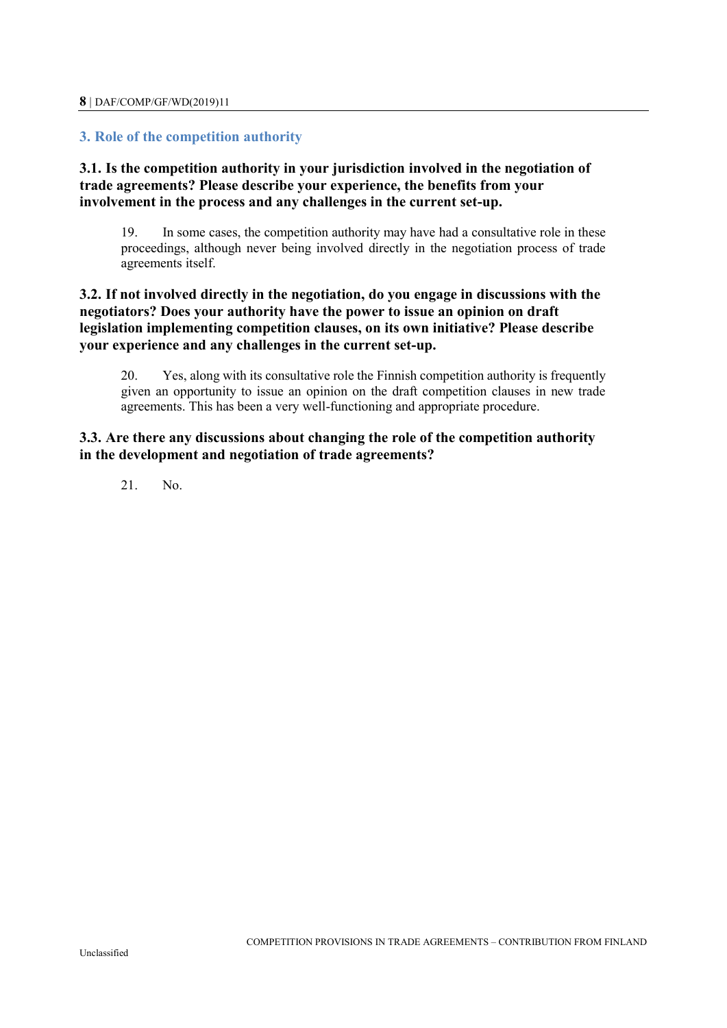## 3. Role of the competition authority

### 3.1. Is the competition authority in your jurisdiction involved in the negotiation of trade agreements? Please describe your experience, the benefits from your involvement in the process and any challenges in the current set-up.

19. In some cases, the competition authority may have had a consultative role in these proceedings, although never being involved directly in the negotiation process of trade agreements itself.

### 3.2. If not involved directly in the negotiation, do you engage in discussions with the negotiators? Does your authority have the power to issue an opinion on draft legislation implementing competition clauses, on its own initiative? Please describe your experience and any challenges in the current set-up.

20. Yes, along with its consultative role the Finnish competition authority is frequently given an opportunity to issue an opinion on the draft competition clauses in new trade agreements. This has been a very well-functioning and appropriate procedure.

### 3.3. Are there any discussions about changing the role of the competition authority in the development and negotiation of trade agreements?

21. No.